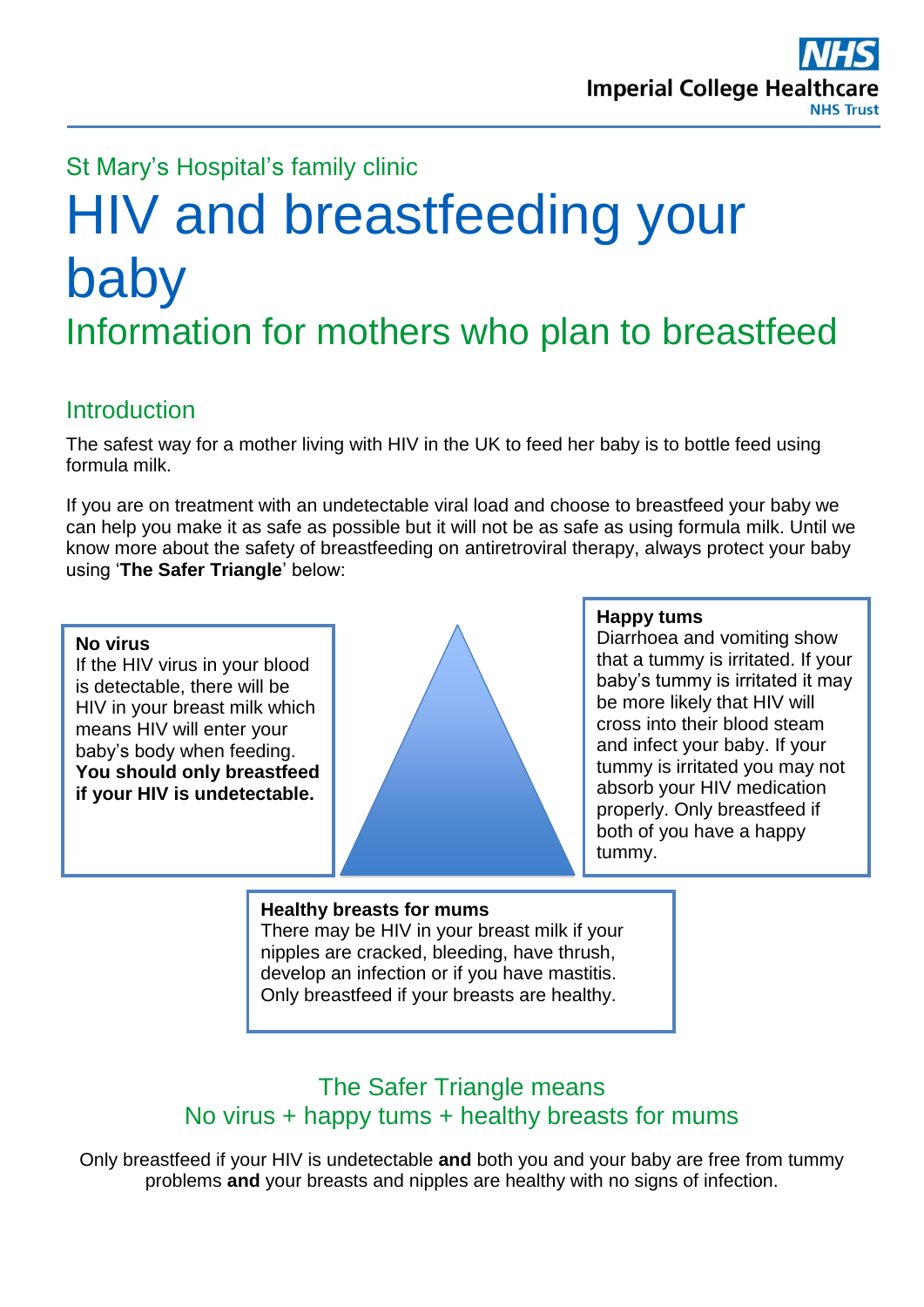St Mary's Hospital's family clinic

# HIV and breastfeeding your baby

## Information for mothers who plan to breastfeed

### Introduction

The safest way for a mother living with HIV in the UK to feed her baby is to bottle feed using formula milk.

If you are on treatment with an undetectable viral load and choose to breastfeed your baby we can help you make it as safe as possible but it will not be as safe as using formula milk. Until we know more about the safety of breastfeeding on antiretroviral therapy, always protect your baby using '**The Safer Triangle**' below:

**No virus**
If the HIV virus in your blood is detectable, there will be HIV in your breast milk which means HIV will enter your baby's body when feeding. **You should only breastfeed if your HIV is undetectable.**

**Happy tums**
Diarrhoea and vomiting show that a tummy is irritated. If your baby's tummy is irritated it may be more likely that HIV will cross into their blood steam and infect your baby. If your tummy is irritated you may not absorb your HIV medication properly. Only breastfeed if both of you have a happy tummy.

**Healthy breasts for mums**
There may be HIV in your breast milk if your nipples are cracked, bleeding, have thrush, develop an infection or if you have mastitis. Only breastfeed if your breasts are healthy.

### The Safer Triangle means
### No virus + happy tums + healthy breasts for mums

Only breastfeed if your HIV is undetectable **and** both you and your baby are free from tummy problems **and** your breasts and nipples are healthy with no signs of infection.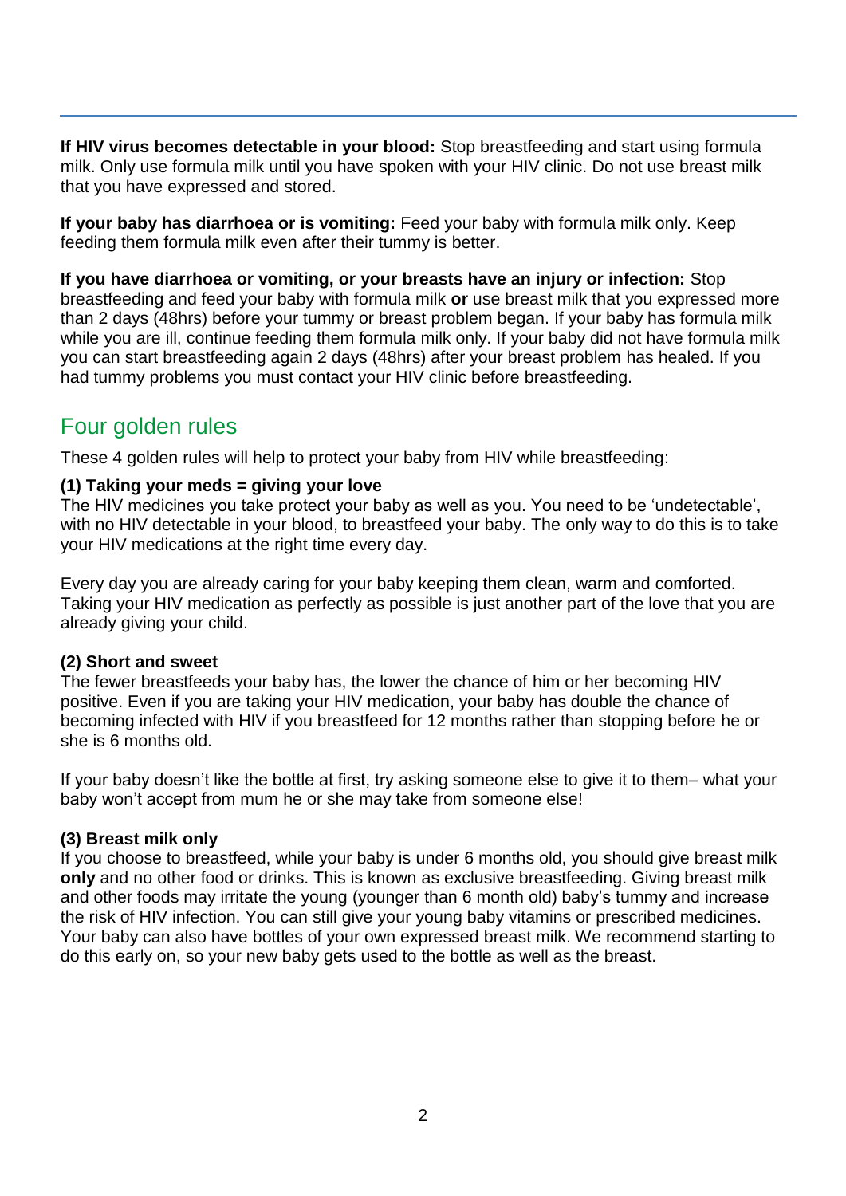**If HIV virus becomes detectable in your blood:** Stop breastfeeding and start using formula milk. Only use formula milk until you have spoken with your HIV clinic. Do not use breast milk that you have expressed and stored.

**If your baby has diarrhoea or is vomiting:** Feed your baby with formula milk only. Keep feeding them formula milk even after their tummy is better.

**If you have diarrhoea or vomiting, or your breasts have an injury or infection:** Stop breastfeeding and feed your baby with formula milk **or** use breast milk that you expressed more than 2 days (48hrs) before your tummy or breast problem began. If your baby has formula milk while you are ill, continue feeding them formula milk only. If your baby did not have formula milk you can start breastfeeding again 2 days (48hrs) after your breast problem has healed. If you had tummy problems you must contact your HIV clinic before breastfeeding.

## Four golden rules

These 4 golden rules will help to protect your baby from HIV while breastfeeding:

### (1) Taking your meds = giving your love

The HIV medicines you take protect your baby as well as you. You need to be 'undetectable', with no HIV detectable in your blood, to breastfeed your baby. The only way to do this is to take your HIV medications at the right time every day.

Every day you are already caring for your baby keeping them clean, warm and comforted. Taking your HIV medication as perfectly as possible is just another part of the love that you are already giving your child.

### (2) Short and sweet

The fewer breastfeeds your baby has, the lower the chance of him or her becoming HIV positive. Even if you are taking your HIV medication, your baby has double the chance of becoming infected with HIV if you breastfeed for 12 months rather than stopping before he or she is 6 months old.

If your baby doesn't like the bottle at first, try asking someone else to give it to them– what your baby won't accept from mum he or she may take from someone else!

### (3) Breast milk only

If you choose to breastfeed, while your baby is under 6 months old, you should give breast milk **only** and no other food or drinks. This is known as exclusive breastfeeding. Giving breast milk and other foods may irritate the young (younger than 6 month old) baby's tummy and increase the risk of HIV infection. You can still give your young baby vitamins or prescribed medicines. Your baby can also have bottles of your own expressed breast milk. We recommend starting to do this early on, so your new baby gets used to the bottle as well as the breast.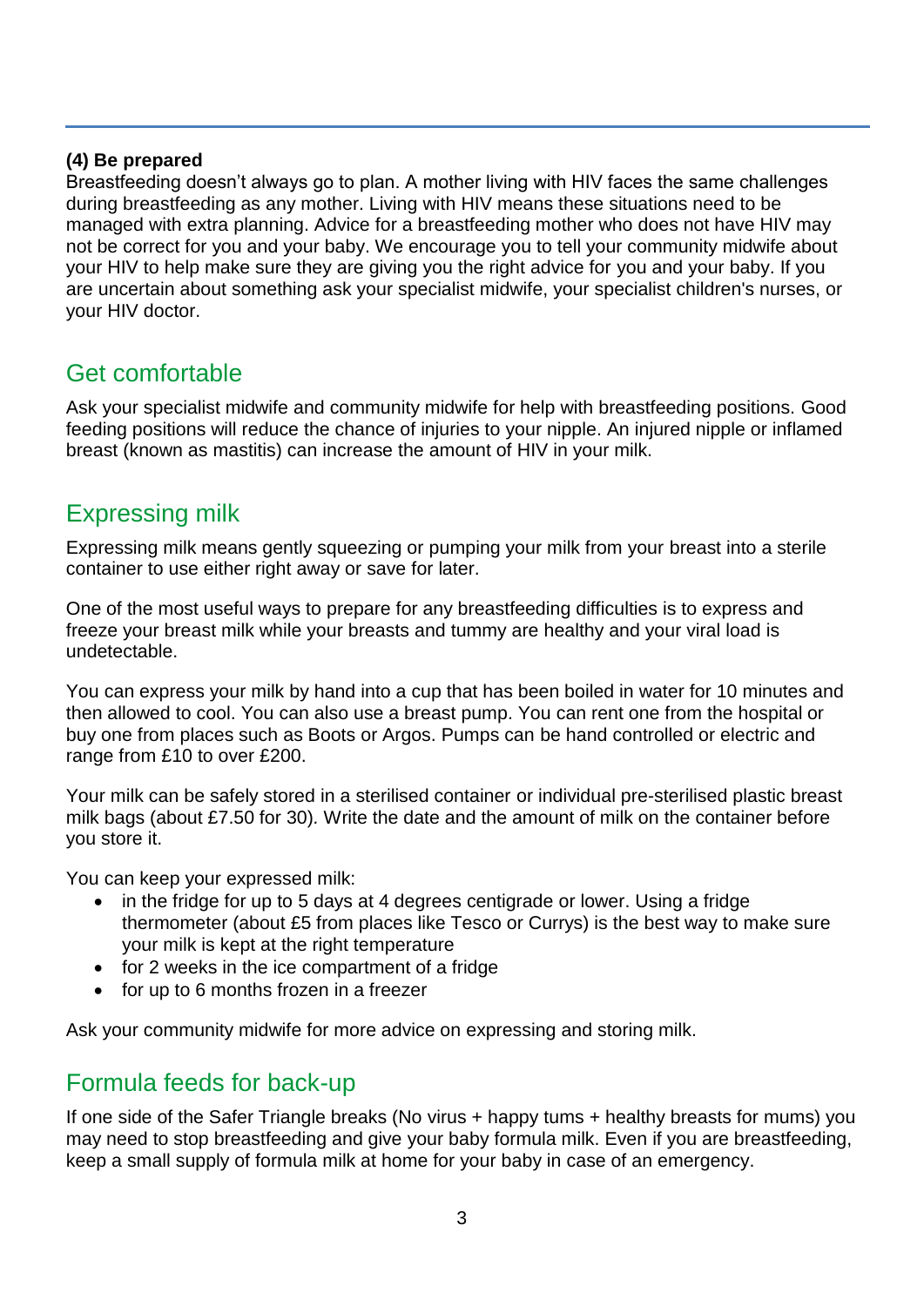**(4) Be prepared**

Breastfeeding doesn't always go to plan. A mother living with HIV faces the same challenges during breastfeeding as any mother. Living with HIV means these situations need to be managed with extra planning. Advice for a breastfeeding mother who does not have HIV may not be correct for you and your baby. We encourage you to tell your community midwife about your HIV to help make sure they are giving you the right advice for you and your baby. If you are uncertain about something ask your specialist midwife, your specialist children's nurses, or your HIV doctor.

## Get comfortable

Ask your specialist midwife and community midwife for help with breastfeeding positions. Good feeding positions will reduce the chance of injuries to your nipple. An injured nipple or inflamed breast (known as mastitis) can increase the amount of HIV in your milk.

## Expressing milk

Expressing milk means gently squeezing or pumping your milk from your breast into a sterile container to use either right away or save for later.

One of the most useful ways to prepare for any breastfeeding difficulties is to express and freeze your breast milk while your breasts and tummy are healthy and your viral load is undetectable.

You can express your milk by hand into a cup that has been boiled in water for 10 minutes and then allowed to cool. You can also use a breast pump. You can rent one from the hospital or buy one from places such as Boots or Argos. Pumps can be hand controlled or electric and range from £10 to over £200.

Your milk can be safely stored in a sterilised container or individual pre-sterilised plastic breast milk bags (about £7.50 for 30). Write the date and the amount of milk on the container before you store it.

You can keep your expressed milk:

- in the fridge for up to 5 days at 4 degrees centigrade or lower. Using a fridge thermometer (about £5 from places like Tesco or Currys) is the best way to make sure your milk is kept at the right temperature
- for 2 weeks in the ice compartment of a fridge
- for up to 6 months frozen in a freezer

Ask your community midwife for more advice on expressing and storing milk.

## Formula feeds for back-up

If one side of the Safer Triangle breaks (No virus + happy tums + healthy breasts for mums) you may need to stop breastfeeding and give your baby formula milk. Even if you are breastfeeding, keep a small supply of formula milk at home for your baby in case of an emergency.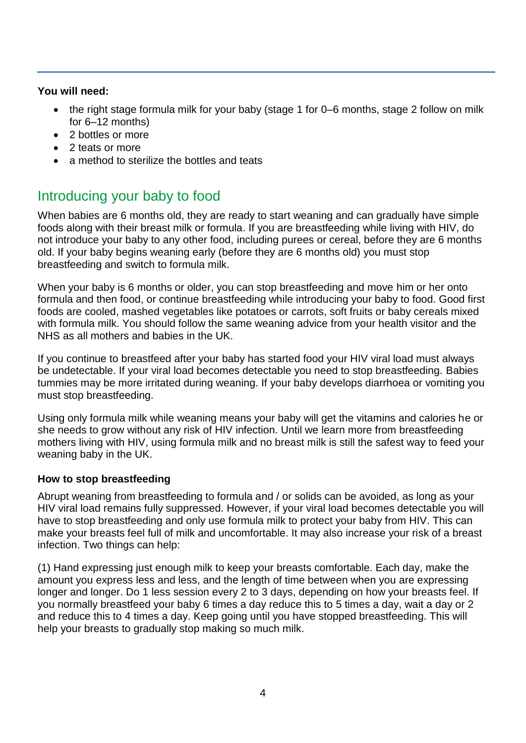**You will need:**

- the right stage formula milk for your baby (stage 1 for 0–6 months, stage 2 follow on milk for 6–12 months)
- 2 bottles or more
- 2 teats or more
- a method to sterilize the bottles and teats

## Introducing your baby to food

When babies are 6 months old, they are ready to start weaning and can gradually have simple foods along with their breast milk or formula. If you are breastfeeding while living with HIV, do not introduce your baby to any other food, including purees or cereal, before they are 6 months old. If your baby begins weaning early (before they are 6 months old) you must stop breastfeeding and switch to formula milk.

When your baby is 6 months or older, you can stop breastfeeding and move him or her onto formula and then food, or continue breastfeeding while introducing your baby to food. Good first foods are cooled, mashed vegetables like potatoes or carrots, soft fruits or baby cereals mixed with formula milk. You should follow the same weaning advice from your health visitor and the NHS as all mothers and babies in the UK.

If you continue to breastfeed after your baby has started food your HIV viral load must always be undetectable. If your viral load becomes detectable you need to stop breastfeeding. Babies tummies may be more irritated during weaning. If your baby develops diarrhoea or vomiting you must stop breastfeeding.

Using only formula milk while weaning means your baby will get the vitamins and calories he or she needs to grow without any risk of HIV infection. Until we learn more from breastfeeding mothers living with HIV, using formula milk and no breast milk is still the safest way to feed your weaning baby in the UK.

### How to stop breastfeeding

Abrupt weaning from breastfeeding to formula and / or solids can be avoided, as long as your HIV viral load remains fully suppressed. However, if your viral load becomes detectable you will have to stop breastfeeding and only use formula milk to protect your baby from HIV. This can make your breasts feel full of milk and uncomfortable. It may also increase your risk of a breast infection. Two things can help:

(1) Hand expressing just enough milk to keep your breasts comfortable. Each day, make the amount you express less and less, and the length of time between when you are expressing longer and longer. Do 1 less session every 2 to 3 days, depending on how your breasts feel. If you normally breastfeed your baby 6 times a day reduce this to 5 times a day, wait a day or 2 and reduce this to 4 times a day. Keep going until you have stopped breastfeeding. This will help your breasts to gradually stop making so much milk.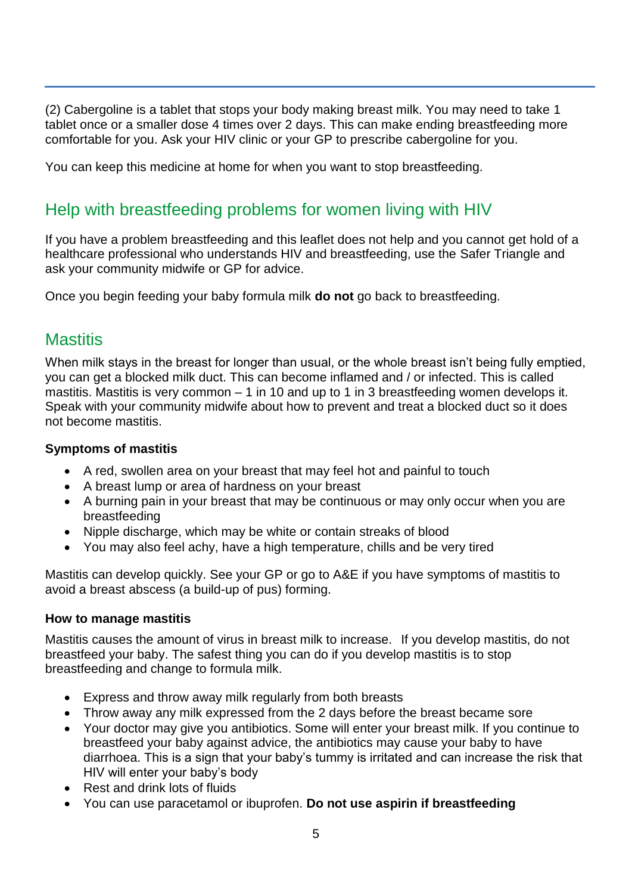(2) Cabergoline is a tablet that stops your body making breast milk. You may need to take 1 tablet once or a smaller dose 4 times over 2 days. This can make ending breastfeeding more comfortable for you. Ask your HIV clinic or your GP to prescribe cabergoline for you.

You can keep this medicine at home for when you want to stop breastfeeding.

## Help with breastfeeding problems for women living with HIV

If you have a problem breastfeeding and this leaflet does not help and you cannot get hold of a healthcare professional who understands HIV and breastfeeding, use the Safer Triangle and ask your community midwife or GP for advice.

Once you begin feeding your baby formula milk **do not** go back to breastfeeding.

## Mastitis

When milk stays in the breast for longer than usual, or the whole breast isn't being fully emptied, you can get a blocked milk duct. This can become inflamed and / or infected. This is called mastitis. Mastitis is very common – 1 in 10 and up to 1 in 3 breastfeeding women develops it. Speak with your community midwife about how to prevent and treat a blocked duct so it does not become mastitis.

### Symptoms of mastitis

- A red, swollen area on your breast that may feel hot and painful to touch
- A breast lump or area of hardness on your breast
- A burning pain in your breast that may be continuous or may only occur when you are breastfeeding
- Nipple discharge, which may be white or contain streaks of blood
- You may also feel achy, have a high temperature, chills and be very tired

Mastitis can develop quickly. See your GP or go to A&E if you have symptoms of mastitis to avoid a breast abscess (a build-up of pus) forming.

### How to manage mastitis

Mastitis causes the amount of virus in breast milk to increase. If you develop mastitis, do not breastfeed your baby. The safest thing you can do if you develop mastitis is to stop breastfeeding and change to formula milk.

- Express and throw away milk regularly from both breasts
- Throw away any milk expressed from the 2 days before the breast became sore
- Your doctor may give you antibiotics. Some will enter your breast milk. If you continue to breastfeed your baby against advice, the antibiotics may cause your baby to have diarrhoea. This is a sign that your baby's tummy is irritated and can increase the risk that HIV will enter your baby's body
- Rest and drink lots of fluids
- You can use paracetamol or ibuprofen. **Do not use aspirin if breastfeeding**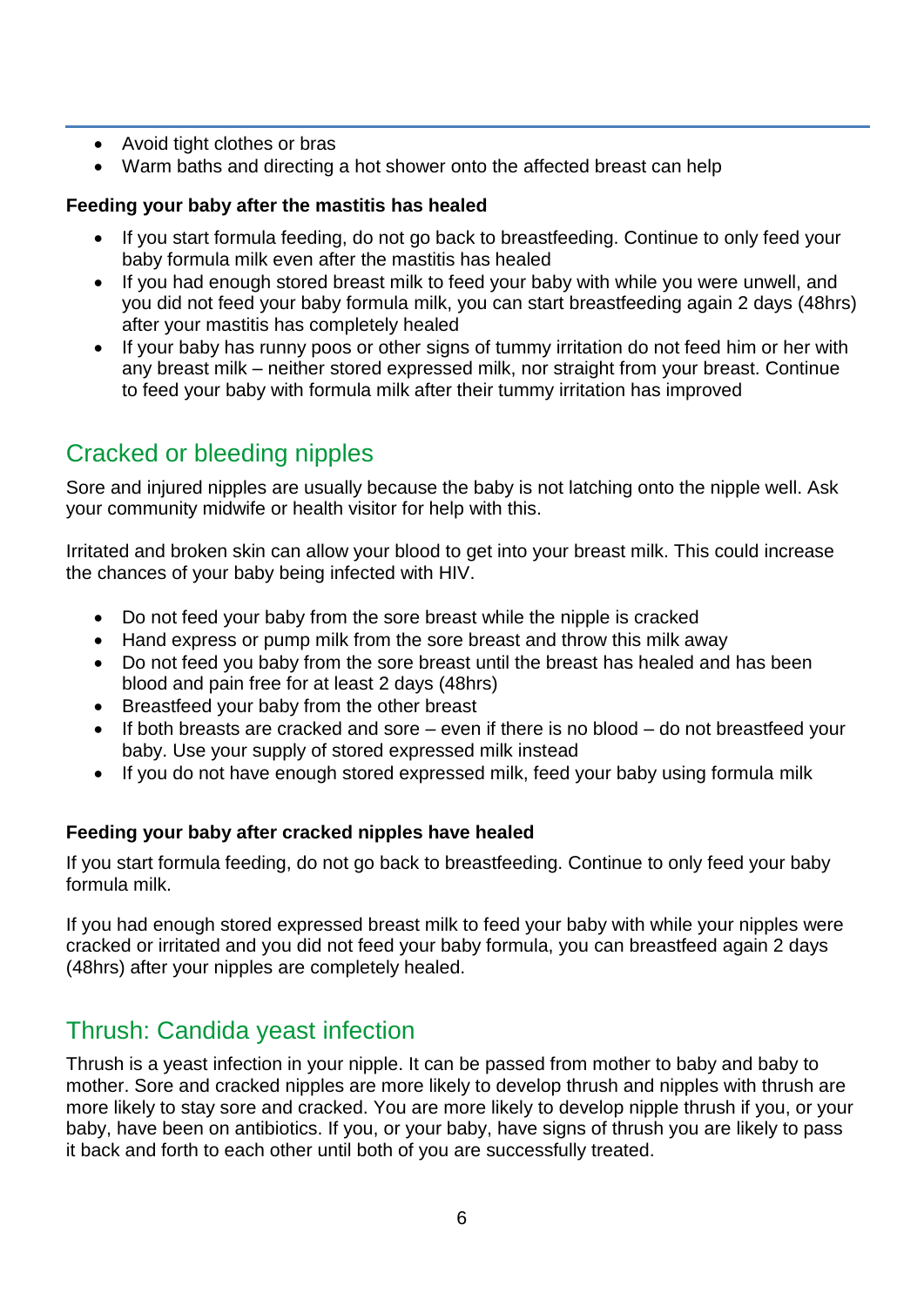- Avoid tight clothes or bras
- Warm baths and directing a hot shower onto the affected breast can help

**Feeding your baby after the mastitis has healed**

- If you start formula feeding, do not go back to breastfeeding. Continue to only feed your baby formula milk even after the mastitis has healed
- If you had enough stored breast milk to feed your baby with while you were unwell, and you did not feed your baby formula milk, you can start breastfeeding again 2 days (48hrs) after your mastitis has completely healed
- If your baby has runny poos or other signs of tummy irritation do not feed him or her with any breast milk – neither stored expressed milk, nor straight from your breast. Continue to feed your baby with formula milk after their tummy irritation has improved

## Cracked or bleeding nipples

Sore and injured nipples are usually because the baby is not latching onto the nipple well. Ask your community midwife or health visitor for help with this.

Irritated and broken skin can allow your blood to get into your breast milk. This could increase the chances of your baby being infected with HIV.

- Do not feed your baby from the sore breast while the nipple is cracked
- Hand express or pump milk from the sore breast and throw this milk away
- Do not feed you baby from the sore breast until the breast has healed and has been blood and pain free for at least 2 days (48hrs)
- Breastfeed your baby from the other breast
- If both breasts are cracked and sore – even if there is no blood – do not breastfeed your baby. Use your supply of stored expressed milk instead
- If you do not have enough stored expressed milk, feed your baby using formula milk

**Feeding your baby after cracked nipples have healed**

If you start formula feeding, do not go back to breastfeeding. Continue to only feed your baby formula milk.

If you had enough stored expressed breast milk to feed your baby with while your nipples were cracked or irritated and you did not feed your baby formula, you can breastfeed again 2 days (48hrs) after your nipples are completely healed.

## Thrush: Candida yeast infection

Thrush is a yeast infection in your nipple. It can be passed from mother to baby and baby to mother. Sore and cracked nipples are more likely to develop thrush and nipples with thrush are more likely to stay sore and cracked. You are more likely to develop nipple thrush if you, or your baby, have been on antibiotics. If you, or your baby, have signs of thrush you are likely to pass it back and forth to each other until both of you are successfully treated.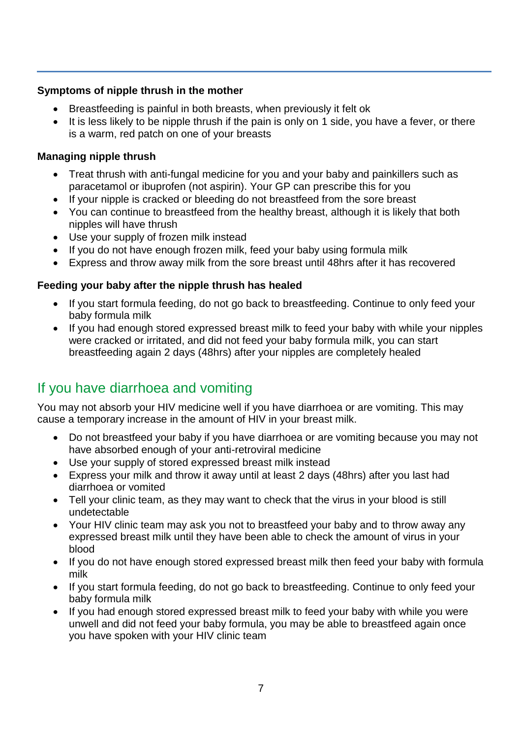**Symptoms of nipple thrush in the mother**

- Breastfeeding is painful in both breasts, when previously it felt ok
- It is less likely to be nipple thrush if the pain is only on 1 side, you have a fever, or there is a warm, red patch on one of your breasts

**Managing nipple thrush**

- Treat thrush with anti-fungal medicine for you and your baby and painkillers such as paracetamol or ibuprofen (not aspirin). Your GP can prescribe this for you
- If your nipple is cracked or bleeding do not breastfeed from the sore breast
- You can continue to breastfeed from the healthy breast, although it is likely that both nipples will have thrush
- Use your supply of frozen milk instead
- If you do not have enough frozen milk, feed your baby using formula milk
- Express and throw away milk from the sore breast until 48hrs after it has recovered

**Feeding your baby after the nipple thrush has healed**

- If you start formula feeding, do not go back to breastfeeding. Continue to only feed your baby formula milk
- If you had enough stored expressed breast milk to feed your baby with while your nipples were cracked or irritated, and did not feed your baby formula milk, you can start breastfeeding again 2 days (48hrs) after your nipples are completely healed

## If you have diarrhoea and vomiting

You may not absorb your HIV medicine well if you have diarrhoea or are vomiting. This may cause a temporary increase in the amount of HIV in your breast milk.

- Do not breastfeed your baby if you have diarrhoea or are vomiting because you may not have absorbed enough of your anti-retroviral medicine
- Use your supply of stored expressed breast milk instead
- Express your milk and throw it away until at least 2 days (48hrs) after you last had diarrhoea or vomited
- Tell your clinic team, as they may want to check that the virus in your blood is still undetectable
- Your HIV clinic team may ask you not to breastfeed your baby and to throw away any expressed breast milk until they have been able to check the amount of virus in your blood
- If you do not have enough stored expressed breast milk then feed your baby with formula milk
- If you start formula feeding, do not go back to breastfeeding. Continue to only feed your baby formula milk
- If you had enough stored expressed breast milk to feed your baby with while you were unwell and did not feed your baby formula, you may be able to breastfeed again once you have spoken with your HIV clinic team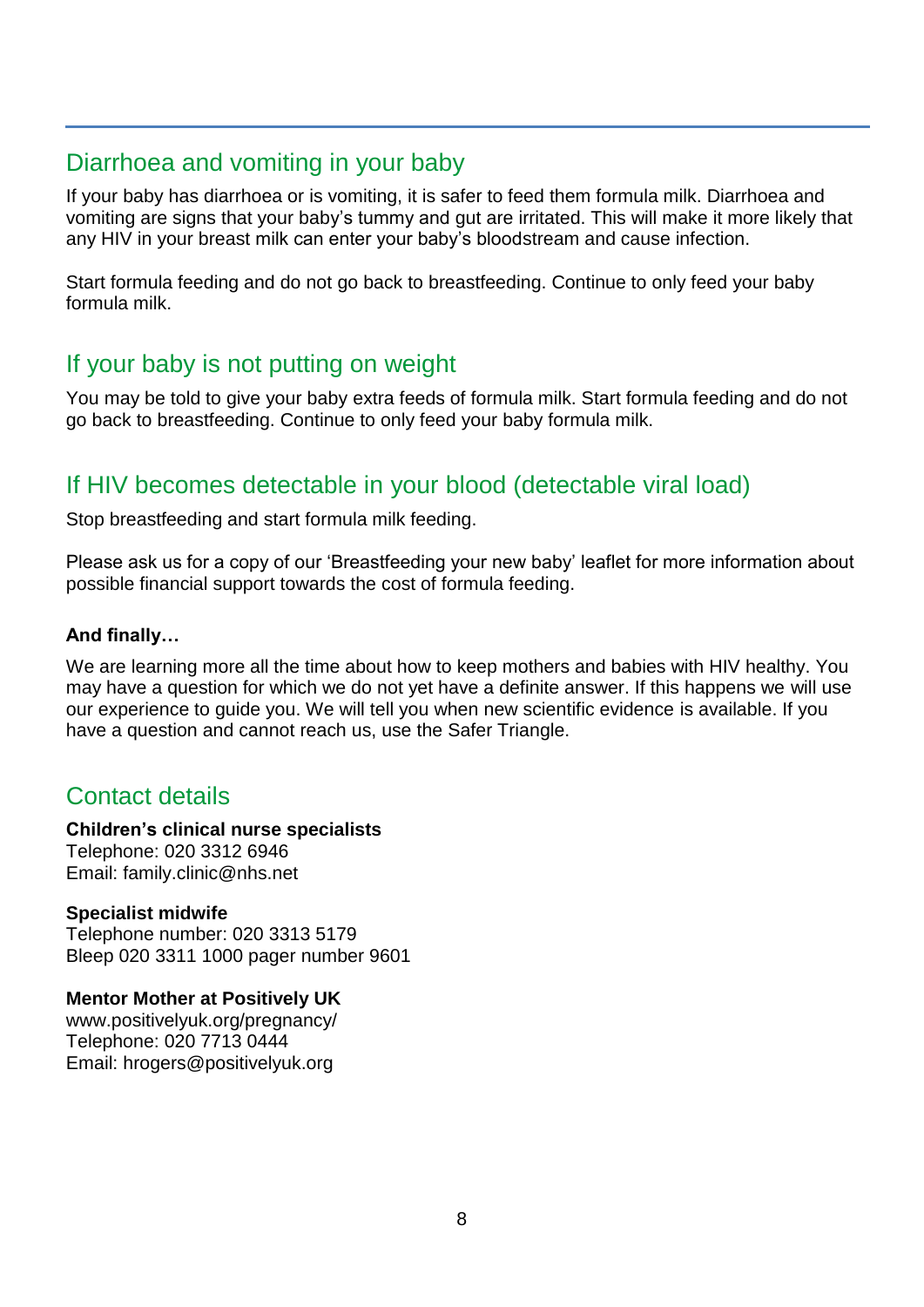## Diarrhoea and vomiting in your baby

If your baby has diarrhoea or is vomiting, it is safer to feed them formula milk. Diarrhoea and vomiting are signs that your baby's tummy and gut are irritated. This will make it more likely that any HIV in your breast milk can enter your baby's bloodstream and cause infection.

Start formula feeding and do not go back to breastfeeding. Continue to only feed your baby formula milk.

## If your baby is not putting on weight

You may be told to give your baby extra feeds of formula milk. Start formula feeding and do not go back to breastfeeding. Continue to only feed your baby formula milk.

## If HIV becomes detectable in your blood (detectable viral load)

Stop breastfeeding and start formula milk feeding.

Please ask us for a copy of our 'Breastfeeding your new baby' leaflet for more information about possible financial support towards the cost of formula feeding.

**And finally…**

We are learning more all the time about how to keep mothers and babies with HIV healthy. You may have a question for which we do not yet have a definite answer. If this happens we will use our experience to guide you. We will tell you when new scientific evidence is available. If you have a question and cannot reach us, use the Safer Triangle.

## Contact details

**Children's clinical nurse specialists**
Telephone: 020 3312 6946
Email: family.clinic@nhs.net

**Specialist midwife**
Telephone number: 020 3313 5179
Bleep 020 3311 1000 pager number 9601

**Mentor Mother at Positively UK**
www.positivelyuk.org/pregnancy/
Telephone: 020 7713 0444
Email: hrogers@positivelyuk.org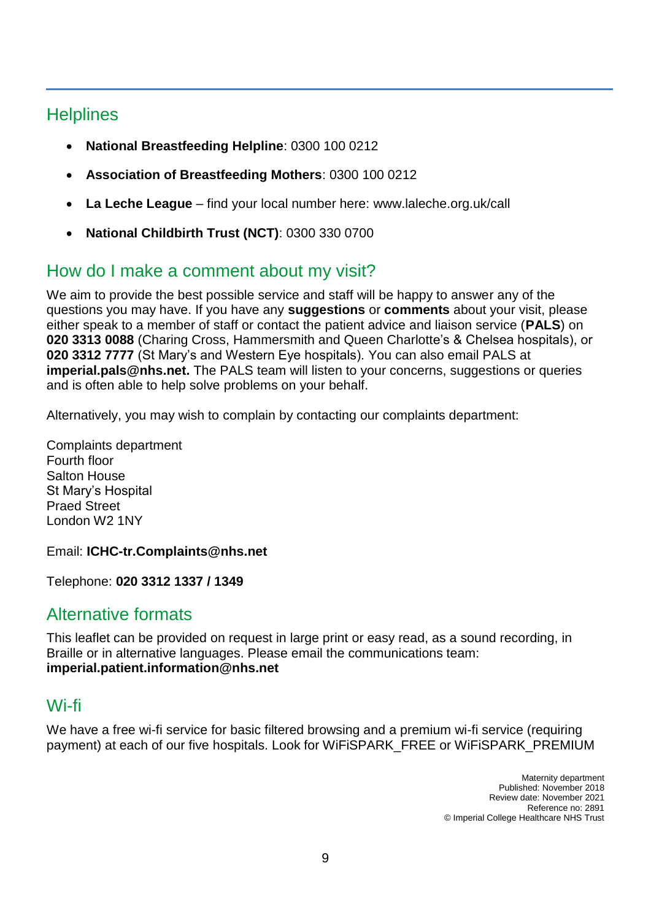## Helplines

- **National Breastfeeding Helpline**: 0300 100 0212
- **Association of Breastfeeding Mothers**: 0300 100 0212
- **La Leche League** – find your local number here: www.laleche.org.uk/call
- **National Childbirth Trust (NCT)**: 0300 330 0700

## How do I make a comment about my visit?

We aim to provide the best possible service and staff will be happy to answer any of the questions you may have. If you have any **suggestions** or **comments** about your visit, please either speak to a member of staff or contact the patient advice and liaison service (**PALS**) on **020 3313 0088** (Charing Cross, Hammersmith and Queen Charlotte's & Chelsea hospitals), or **020 3312 7777** (St Mary's and Western Eye hospitals). You can also email PALS at **imperial.pals@nhs.net.** The PALS team will listen to your concerns, suggestions or queries and is often able to help solve problems on your behalf.

Alternatively, you may wish to complain by contacting our complaints department:

Complaints department
Fourth floor
Salton House
St Mary's Hospital
Praed Street
London W2 1NY

Email: **ICHC-tr.Complaints@nhs.net**

Telephone: **020 3312 1337 / 1349**

## Alternative formats

This leaflet can be provided on request in large print or easy read, as a sound recording, in Braille or in alternative languages. Please email the communications team: **imperial.patient.information@nhs.net**

## Wi-fi

We have a free wi-fi service for basic filtered browsing and a premium wi-fi service (requiring payment) at each of our five hospitals. Look for WiFiSPARK_FREE or WiFiSPARK_PREMIUM

Maternity department
Published: November 2018
Review date: November 2021
Reference no: 2891
© Imperial College Healthcare NHS Trust